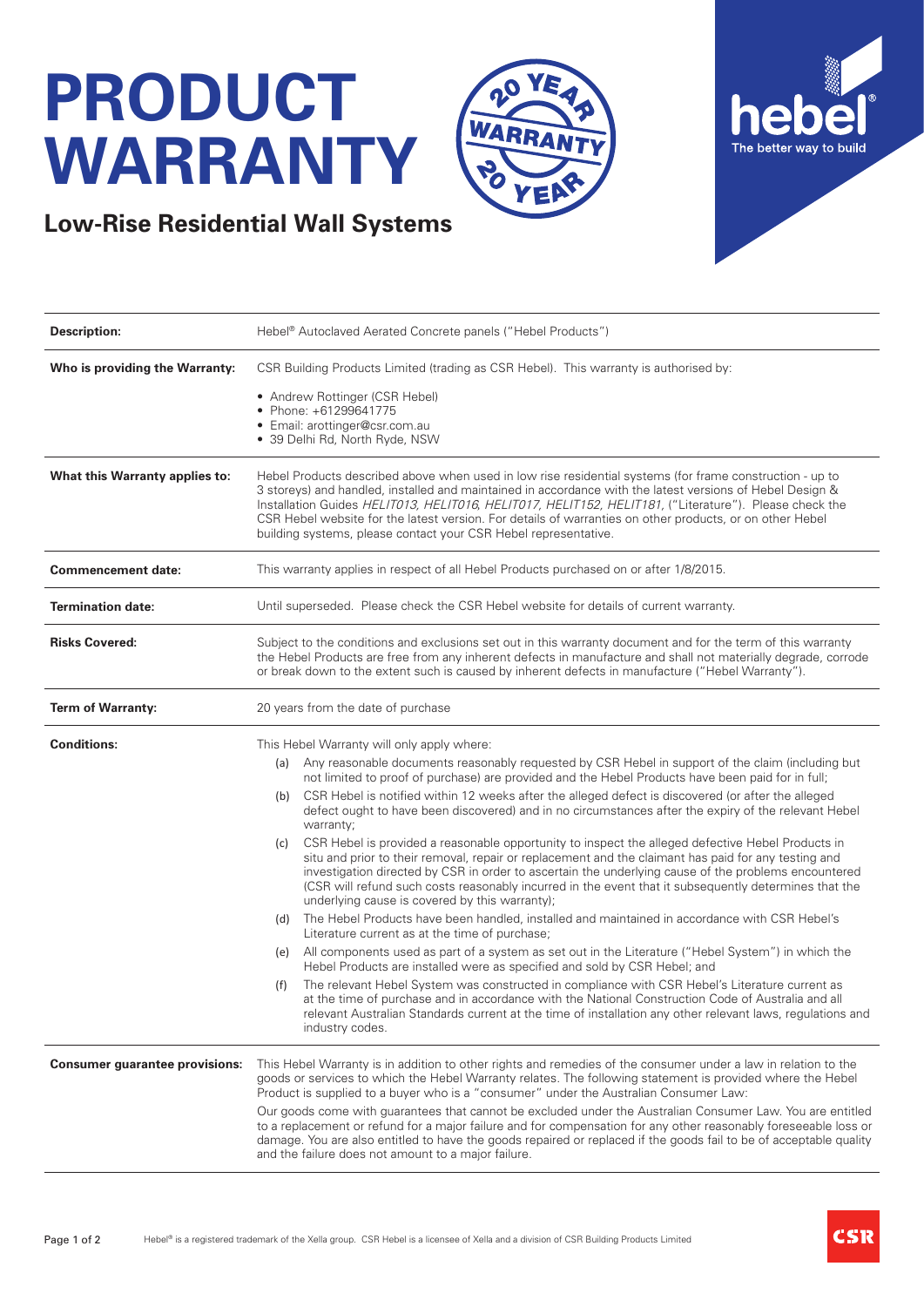# PRODUCT WARRANTY

## Low-Rise Residential Wall Systems

| | |
|---|---|
| **Description:** | Hebel® Autoclaved Aerated Concrete panels ("Hebel Products") |
| **Who is providing the Warranty:** | CSR Building Products Limited (trading as CSR Hebel). This warranty is authorised by:<br>• Andrew Rottinger (CSR Hebel)<br>• Phone: +61299641775<br>• Email: arottinger@csr.com.au<br>• 39 Delhi Rd, North Ryde, NSW |
| **What this Warranty applies to:** | Hebel Products described above when used in low rise residential systems (for frame construction - up to 3 storeys) and handled, installed and maintained in accordance with the latest versions of Hebel Design & Installation Guides *HELIT013, HELIT016, HELIT017, HELIT152, HELIT181*, ("Literature"). Please check the CSR Hebel website for the latest version. For details of warranties on other products, or on other Hebel building systems, please contact your CSR Hebel representative. |
| **Commencement date:** | This warranty applies in respect of all Hebel Products purchased on or after 1/8/2015. |
| **Termination date:** | Until superseded. Please check the CSR Hebel website for details of current warranty. |
| **Risks Covered:** | Subject to the conditions and exclusions set out in this warranty document and for the term of this warranty the Hebel Products are free from any inherent defects in manufacture and shall not materially degrade, corrode or break down to the extent such is caused by inherent defects in manufacture ("Hebel Warranty"). |
| **Term of Warranty:** | 20 years from the date of purchase |
| **Conditions:** | This Hebel Warranty will only apply where:<br>(a) Any reasonable documents reasonably requested by CSR Hebel in support of the claim (including but not limited to proof of purchase) are provided and the Hebel Products have been paid for in full;<br>(b) CSR Hebel is notified within 12 weeks after the alleged defect is discovered (or after the alleged defect ought to have been discovered) and in no circumstances after the expiry of the relevant Hebel warranty;<br>(c) CSR Hebel is provided a reasonable opportunity to inspect the alleged defective Hebel Products in situ and prior to their removal, repair or replacement and the claimant has paid for any testing and investigation directed by CSR in order to ascertain the underlying cause of the problems encountered (CSR will refund such costs reasonably incurred in the event that it subsequently determines that the underlying cause is covered by this warranty);<br>(d) The Hebel Products have been handled, installed and maintained in accordance with CSR Hebel's Literature current as at the time of purchase;<br>(e) All components used as part of a system as set out in the Literature ("Hebel System") in which the Hebel Products are installed were as specified and sold by CSR Hebel; and<br>(f) The relevant Hebel System was constructed in compliance with CSR Hebel's Literature current as at the time of purchase and in accordance with the National Construction Code of Australia and all relevant Australian Standards current at the time of installation any other relevant laws, regulations and industry codes. |
| **Consumer guarantee provisions:** | This Hebel Warranty is in addition to other rights and remedies of the consumer under a law in relation to the goods or services to which the Hebel Warranty relates. The following statement is provided where the Hebel Product is supplied to a buyer who is a "consumer" under the Australian Consumer Law:<br>Our goods come with guarantees that cannot be excluded under the Australian Consumer Law. You are entitled to a replacement or refund for a major failure and for compensation for any other reasonably foreseeable loss or damage. You are also entitled to have the goods repaired or replaced if the goods fail to be of acceptable quality and the failure does not amount to a major failure. |

Hebel® is a registered trademark of the Xella group. CSR Hebel is a licensee of Xella and a division of CSR Building Products Limited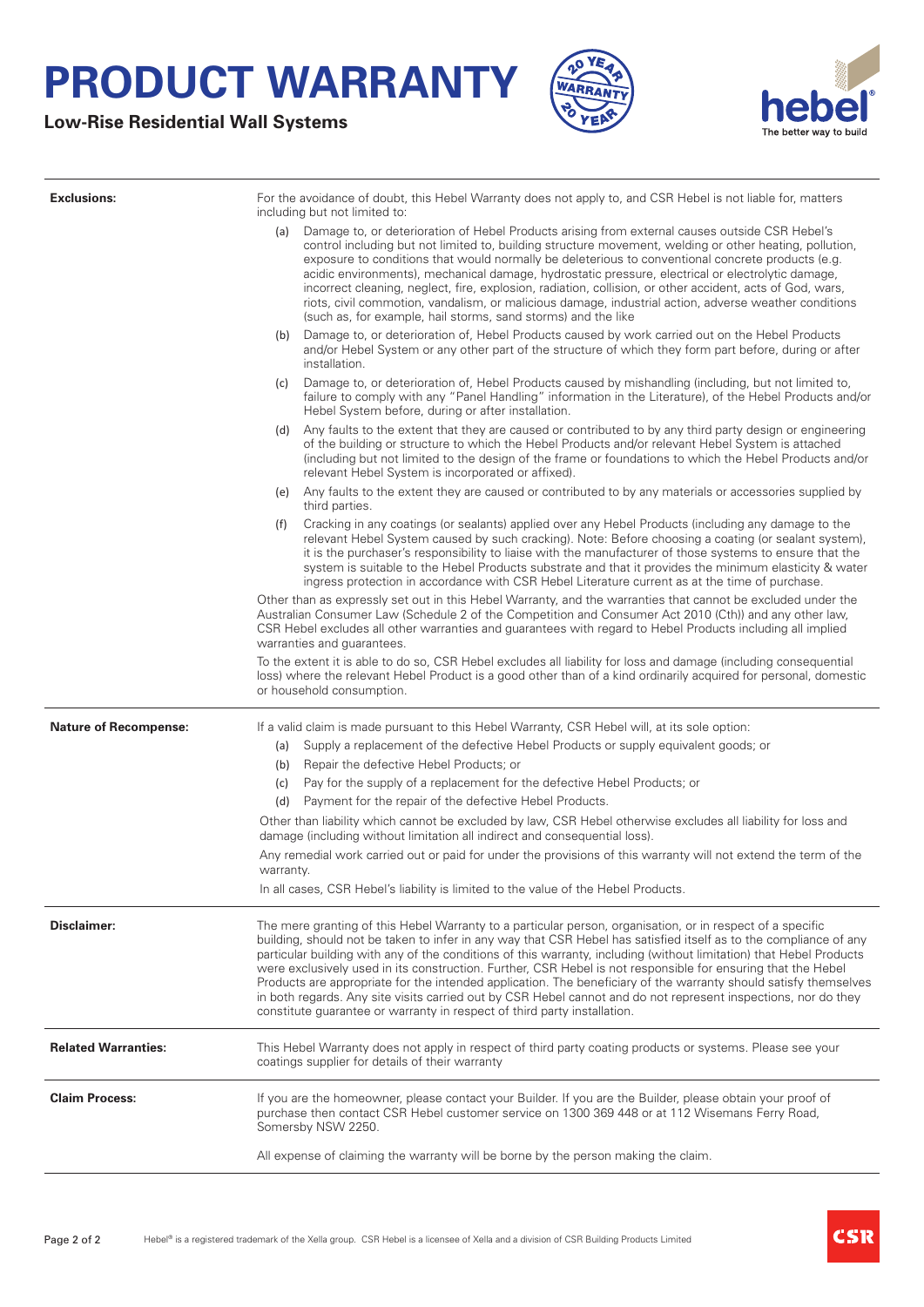# PRODUCT WARRANTY

**Low-Rise Residential Wall Systems**

**Exclusions:**

For the avoidance of doubt, this Hebel Warranty does not apply to, and CSR Hebel is not liable for, matters including but not limited to:

(a) Damage to, or deterioration of Hebel Products arising from external causes outside CSR Hebel's control including but not limited to, building structure movement, welding or other heating, pollution, exposure to conditions that would normally be deleterious to conventional concrete products (e.g. acidic environments), mechanical damage, hydrostatic pressure, electrical or electrolytic damage, incorrect cleaning, neglect, fire, explosion, radiation, collision, or other accident, acts of God, wars, riots, civil commotion, vandalism, or malicious damage, industrial action, adverse weather conditions (such as, for example, hail storms, sand storms) and the like

(b) Damage to, or deterioration of, Hebel Products caused by work carried out on the Hebel Products and/or Hebel System or any other part of the structure of which they form part before, during or after installation.

(c) Damage to, or deterioration of, Hebel Products caused by mishandling (including, but not limited to, failure to comply with any "Panel Handling" information in the Literature), of the Hebel Products and/or Hebel System before, during or after installation.

(d) Any faults to the extent that they are caused or contributed to by any third party design or engineering of the building or structure to which the Hebel Products and/or relevant Hebel System is attached (including but not limited to the design of the frame or foundations to which the Hebel Products and/or relevant Hebel System is incorporated or affixed).

(e) Any faults to the extent they are caused or contributed to by any materials or accessories supplied by third parties.

(f) Cracking in any coatings (or sealants) applied over any Hebel Products (including any damage to the relevant Hebel System caused by such cracking). Note: Before choosing a coating (or sealant system), it is the purchaser's responsibility to liaise with the manufacturer of those systems to ensure that the system is suitable to the Hebel Products substrate and that it provides the minimum elasticity & water ingress protection in accordance with CSR Hebel Literature current as at the time of purchase.

Other than as expressly set out in this Hebel Warranty, and the warranties that cannot be excluded under the Australian Consumer Law (Schedule 2 of the Competition and Consumer Act 2010 (Cth)) and any other law, CSR Hebel excludes all other warranties and guarantees with regard to Hebel Products including all implied warranties and guarantees.

To the extent it is able to do so, CSR Hebel excludes all liability for loss and damage (including consequential loss) where the relevant Hebel Product is a good other than of a kind ordinarily acquired for personal, domestic or household consumption.

**Nature of Recompense:**

If a valid claim is made pursuant to this Hebel Warranty, CSR Hebel will, at its sole option:

(a) Supply a replacement of the defective Hebel Products or supply equivalent goods; or

(b) Repair the defective Hebel Products; or

(c) Pay for the supply of a replacement for the defective Hebel Products; or

(d) Payment for the repair of the defective Hebel Products.

Other than liability which cannot be excluded by law, CSR Hebel otherwise excludes all liability for loss and damage (including without limitation all indirect and consequential loss).

Any remedial work carried out or paid for under the provisions of this warranty will not extend the term of the warranty.

In all cases, CSR Hebel's liability is limited to the value of the Hebel Products.

**Disclaimer:**

The mere granting of this Hebel Warranty to a particular person, organisation, or in respect of a specific building, should not be taken to infer in any way that CSR Hebel has satisfied itself as to the compliance of any particular building with any of the conditions of this warranty, including (without limitation) that Hebel Products were exclusively used in its construction. Further, CSR Hebel is not responsible for ensuring that the Hebel Products are appropriate for the intended application. The beneficiary of the warranty should satisfy themselves in both regards. Any site visits carried out by CSR Hebel cannot and do not represent inspections, nor do they constitute guarantee or warranty in respect of third party installation.

**Related Warranties:**

This Hebel Warranty does not apply in respect of third party coating products or systems. Please see your coatings supplier for details of their warranty

**Claim Process:**

If you are the homeowner, please contact your Builder. If you are the Builder, please obtain your proof of purchase then contact CSR Hebel customer service on 1300 369 448 or at 112 Wisemans Ferry Road, Somersby NSW 2250.

All expense of claiming the warranty will be borne by the person making the claim.

Hebel® is a registered trademark of the Xella group. CSR Hebel is a licensee of Xella and a division of CSR Building Products Limited